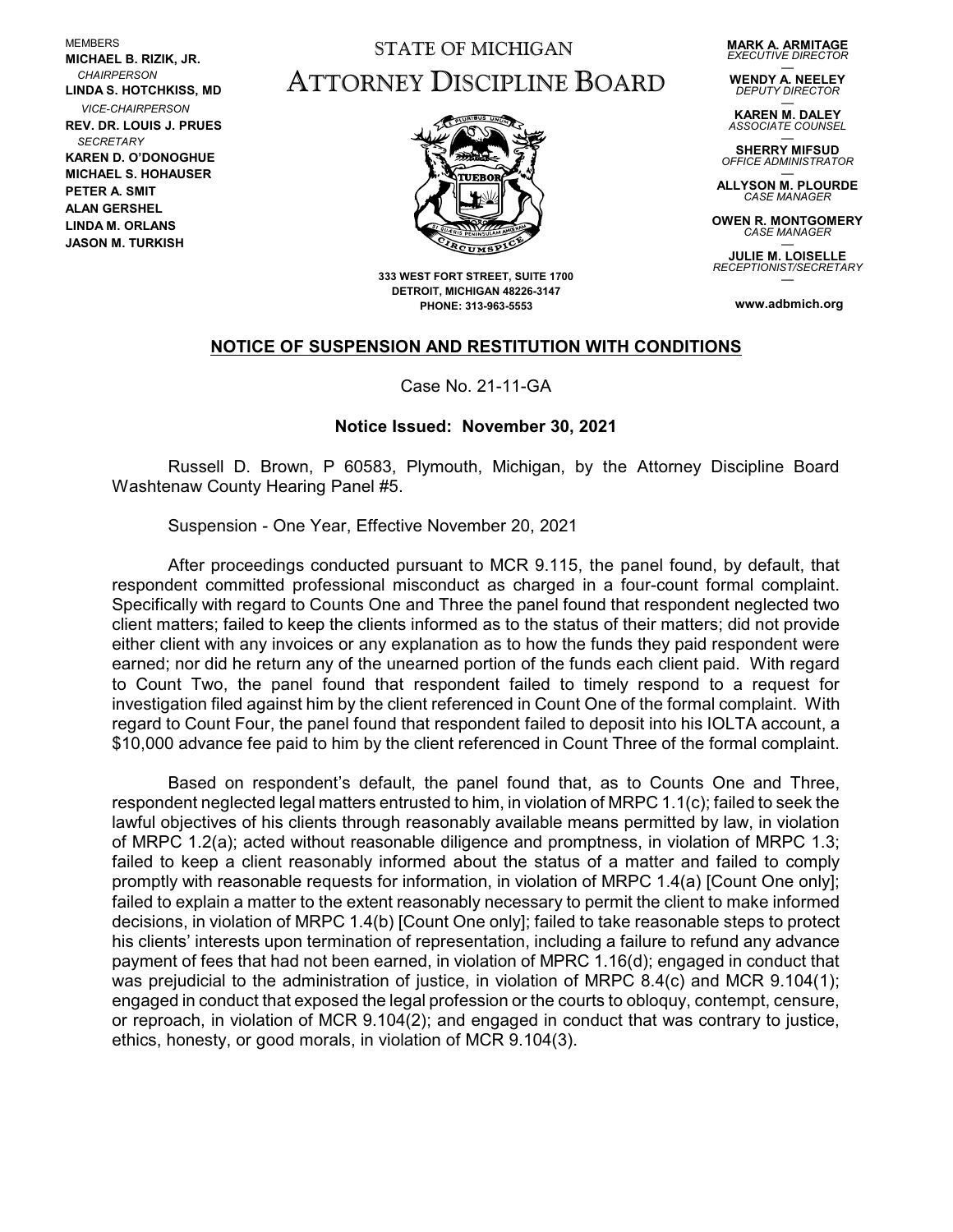MEMBERS
**MICHAEL B. RIZIK, JR.**
*CHAIRPERSON*
**LINDA S. HOTCHKISS, MD**
*VICE-CHAIRPERSON*
**REV. DR. LOUIS J. PRUES**
*SECRETARY*
**KAREN D. O'DONOGHUE**
**MICHAEL S. HOHAUSER**
**PETER A. SMIT**
**ALAN GERSHEL**
**LINDA M. ORLANS**
**JASON M. TURKISH**

# STATE OF MICHIGAN
# ATTORNEY DISCIPLINE BOARD

**333 WEST FORT STREET, SUITE 1700**
**DETROIT, MICHIGAN 48226-3147**
**PHONE: 313-963-5553**

**MARK A. ARMITAGE**
*EXECUTIVE DIRECTOR*
**WENDY A. NEELEY**
*DEPUTY DIRECTOR*
**KAREN M. DALEY**
*ASSOCIATE COUNSEL*
**SHERRY MIFSUD**
*OFFICE ADMINISTRATOR*
**ALLYSON M. PLOURDE**
*CASE MANAGER*
**OWEN R. MONTGOMERY**
*CASE MANAGER*
**JULIE M. LOISELLE**
*RECEPTIONIST/SECRETARY*

**www.adbmich.org**

## NOTICE OF SUSPENSION AND RESTITUTION WITH CONDITIONS

Case No. 21-11-GA

**Notice Issued: November 30, 2021**

Russell D. Brown, P 60583, Plymouth, Michigan, by the Attorney Discipline Board Washtenaw County Hearing Panel #5.

Suspension - One Year, Effective November 20, 2021

After proceedings conducted pursuant to MCR 9.115, the panel found, by default, that respondent committed professional misconduct as charged in a four-count formal complaint. Specifically with regard to Counts One and Three the panel found that respondent neglected two client matters; failed to keep the clients informed as to the status of their matters; did not provide either client with any invoices or any explanation as to how the funds they paid respondent were earned; nor did he return any of the unearned portion of the funds each client paid. With regard to Count Two, the panel found that respondent failed to timely respond to a request for investigation filed against him by the client referenced in Count One of the formal complaint. With regard to Count Four, the panel found that respondent failed to deposit into his IOLTA account, a $10,000 advance fee paid to him by the client referenced in Count Three of the formal complaint.

Based on respondent's default, the panel found that, as to Counts One and Three, respondent neglected legal matters entrusted to him, in violation of MRPC 1.1(c); failed to seek the lawful objectives of his clients through reasonably available means permitted by law, in violation of MRPC 1.2(a); acted without reasonable diligence and promptness, in violation of MRPC 1.3; failed to keep a client reasonably informed about the status of a matter and failed to comply promptly with reasonable requests for information, in violation of MRPC 1.4(a) [Count One only]; failed to explain a matter to the extent reasonably necessary to permit the client to make informed decisions, in violation of MRPC 1.4(b) [Count One only]; failed to take reasonable steps to protect his clients' interests upon termination of representation, including a failure to refund any advance payment of fees that had not been earned, in violation of MPRC 1.16(d); engaged in conduct that was prejudicial to the administration of justice, in violation of MRPC 8.4(c) and MCR 9.104(1); engaged in conduct that exposed the legal profession or the courts to obloquy, contempt, censure, or reproach, in violation of MCR 9.104(2); and engaged in conduct that was contrary to justice, ethics, honesty, or good morals, in violation of MCR 9.104(3).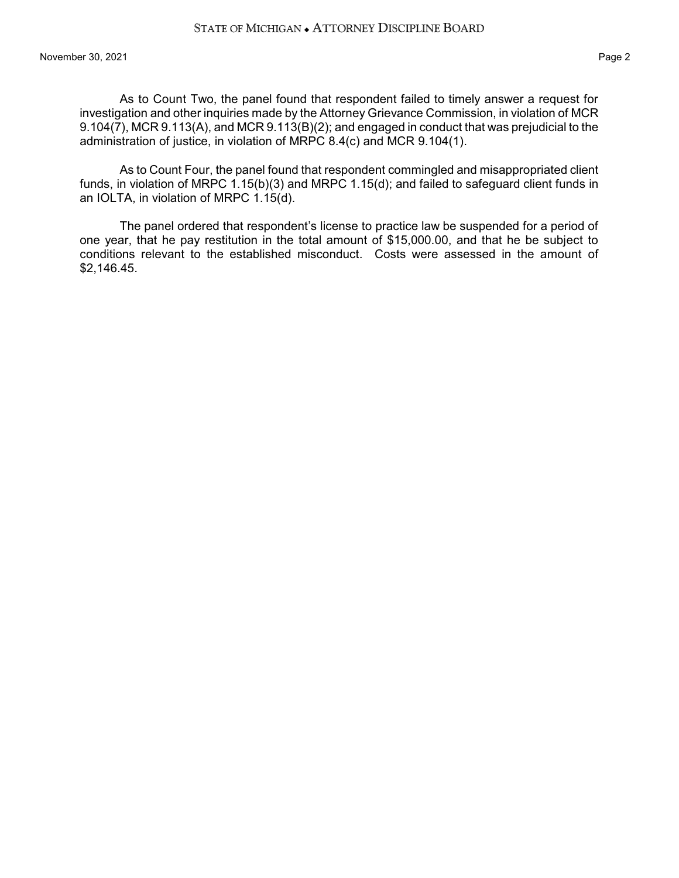As to Count Two, the panel found that respondent failed to timely answer a request for investigation and other inquiries made by the Attorney Grievance Commission, in violation of MCR 9.104(7), MCR 9.113(A), and MCR 9.113(B)(2); and engaged in conduct that was prejudicial to the administration of justice, in violation of MRPC 8.4(c) and MCR 9.104(1).

As to Count Four, the panel found that respondent commingled and misappropriated client funds, in violation of MRPC 1.15(b)(3) and MRPC 1.15(d); and failed to safeguard client funds in an IOLTA, in violation of MRPC 1.15(d).

The panel ordered that respondent's license to practice law be suspended for a period of one year, that he pay restitution in the total amount of $15,000.00, and that he be subject to conditions relevant to the established misconduct. Costs were assessed in the amount of $2,146.45.